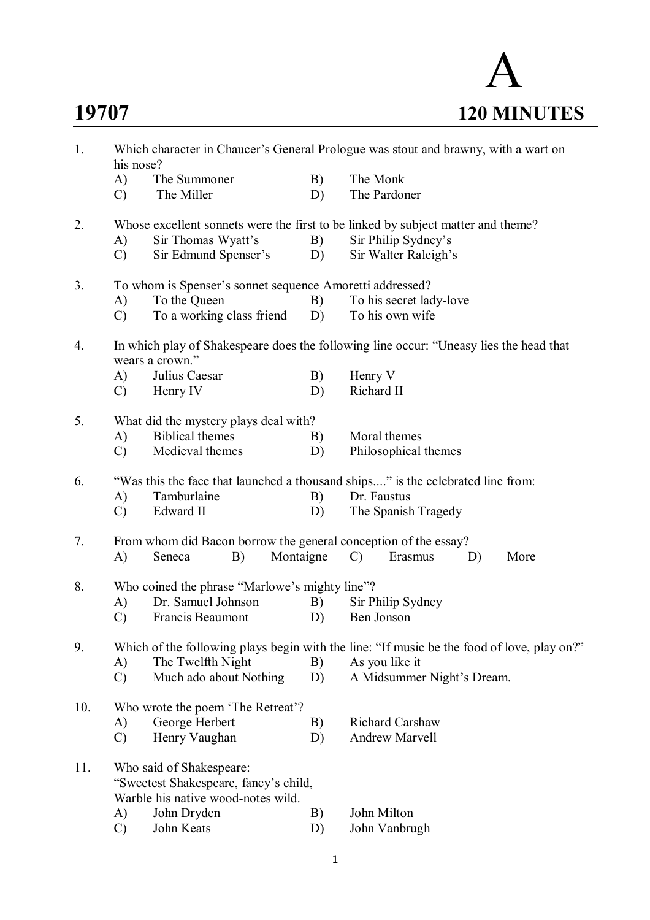# 19707

# A

## 120 MINUTES

1. Which character in Chaucer's General Prologue was stout and brawny, with a wart on his nose?
   - A) The Summoner
   - B) The Monk
   - C) The Miller
   - D) The Pardoner

2. Whose excellent sonnets were the first to be linked by subject matter and theme?
   - A) Sir Thomas Wyatt's
   - B) Sir Philip Sydney's
   - C) Sir Edmund Spenser's
   - D) Sir Walter Raleigh's

3. To whom is Spenser's sonnet sequence Amoretti addressed?
   - A) To the Queen
   - B) To his secret lady-love
   - C) To a working class friend
   - D) To his own wife

4. In which play of Shakespeare does the following line occur: "Uneasy lies the head that wears a crown."
   - A) Julius Caesar
   - B) Henry V
   - C) Henry IV
   - D) Richard II

5. What did the mystery plays deal with?
   - A) Biblical themes
   - B) Moral themes
   - C) Medieval themes
   - D) Philosophical themes

6. "Was this the face that launched a thousand ships...." is the celebrated line from:
   - A) Tamburlaine
   - B) Dr. Faustus
   - C) Edward II
   - D) The Spanish Tragedy

7. From whom did Bacon borrow the general conception of the essay?
   - A) Seneca
   - B) Montaigne
   - C) Erasmus
   - D) More

8. Who coined the phrase "Marlowe's mighty line"?
   - A) Dr. Samuel Johnson
   - B) Sir Philip Sydney
   - C) Francis Beaumont
   - D) Ben Jonson

9. Which of the following plays begin with the line: "If music be the food of love, play on?"
   - A) The Twelfth Night
   - B) As you like it
   - C) Much ado about Nothing
   - D) A Midsummer Night's Dream.

10. Who wrote the poem 'The Retreat'?
    - A) George Herbert
    - B) Richard Carshaw
    - C) Henry Vaughan
    - D) Andrew Marvell

11. Who said of Shakespeare:
    "Sweetest Shakespeare, fancy's child,
    Warble his native wood-notes wild.
    - A) John Dryden
    - B) John Milton
    - C) John Keats
    - D) John Vanbrugh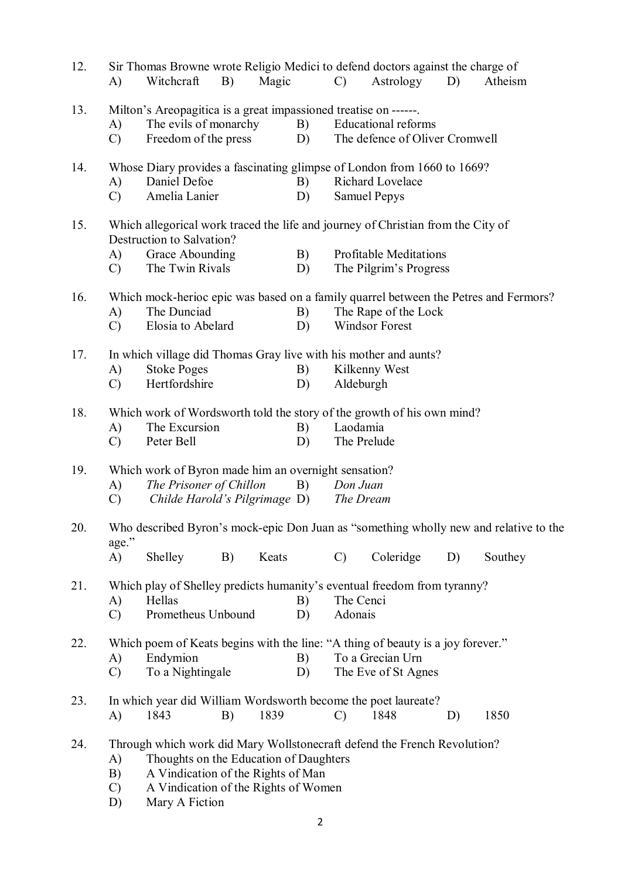12. Sir Thomas Browne wrote Religio Medici to defend doctors against the charge of
    A) Witchcraft  B) Magic  C) Astrology  D) Atheism

13. Milton's Areopagitica is a great impassioned treatise on ------.
    A) The evils of monarchy
    B) Educational reforms
    C) Freedom of the press
    D) The defence of Oliver Cromwell

14. Whose Diary provides a fascinating glimpse of London from 1660 to 1669?
    A) Daniel Defoe
    B) Richard Lovelace
    C) Amelia Lanier
    D) Samuel Pepys

15. Which allegorical work traced the life and journey of Christian from the City of Destruction to Salvation?
    A) Grace Abounding
    B) Profitable Meditations
    C) The Twin Rivals
    D) The Pilgrim's Progress

16. Which mock-herioc epic was based on a family quarrel between the Petres and Fermors?
    A) The Dunciad
    B) The Rape of the Lock
    C) Elosia to Abelard
    D) Windsor Forest

17. In which village did Thomas Gray live with his mother and aunts?
    A) Stoke Poges
    B) Kilkenny West
    C) Hertfordshire
    D) Aldeburgh

18. Which work of Wordsworth told the story of the growth of his own mind?
    A) The Excursion
    B) Laodamia
    C) Peter Bell
    D) The Prelude

19. Which work of Byron made him an overnight sensation?
    A) *The Prisoner of Chillon*
    B) *Don Juan*
    C) *Childe Harold's Pilgrimage*
    D) *The Dream*

20. Who described Byron's mock-epic Don Juan as "something wholly new and relative to the age."
    A) Shelley  B) Keats  C) Coleridge  D) Southey

21. Which play of Shelley predicts humanity's eventual freedom from tyranny?
    A) Hellas
    B) The Cenci
    C) Prometheus Unbound
    D) Adonais

22. Which poem of Keats begins with the line: "A thing of beauty is a joy forever."
    A) Endymion
    B) To a Grecian Urn
    C) To a Nightingale
    D) The Eve of St Agnes

23. In which year did William Wordsworth become the poet laureate?
    A) 1843  B) 1839  C) 1848  D) 1850

24. Through which work did Mary Wollstonecraft defend the French Revolution?
    A) Thoughts on the Education of Daughters
    B) A Vindication of the Rights of Man
    C) A Vindication of the Rights of Women
    D) Mary A Fiction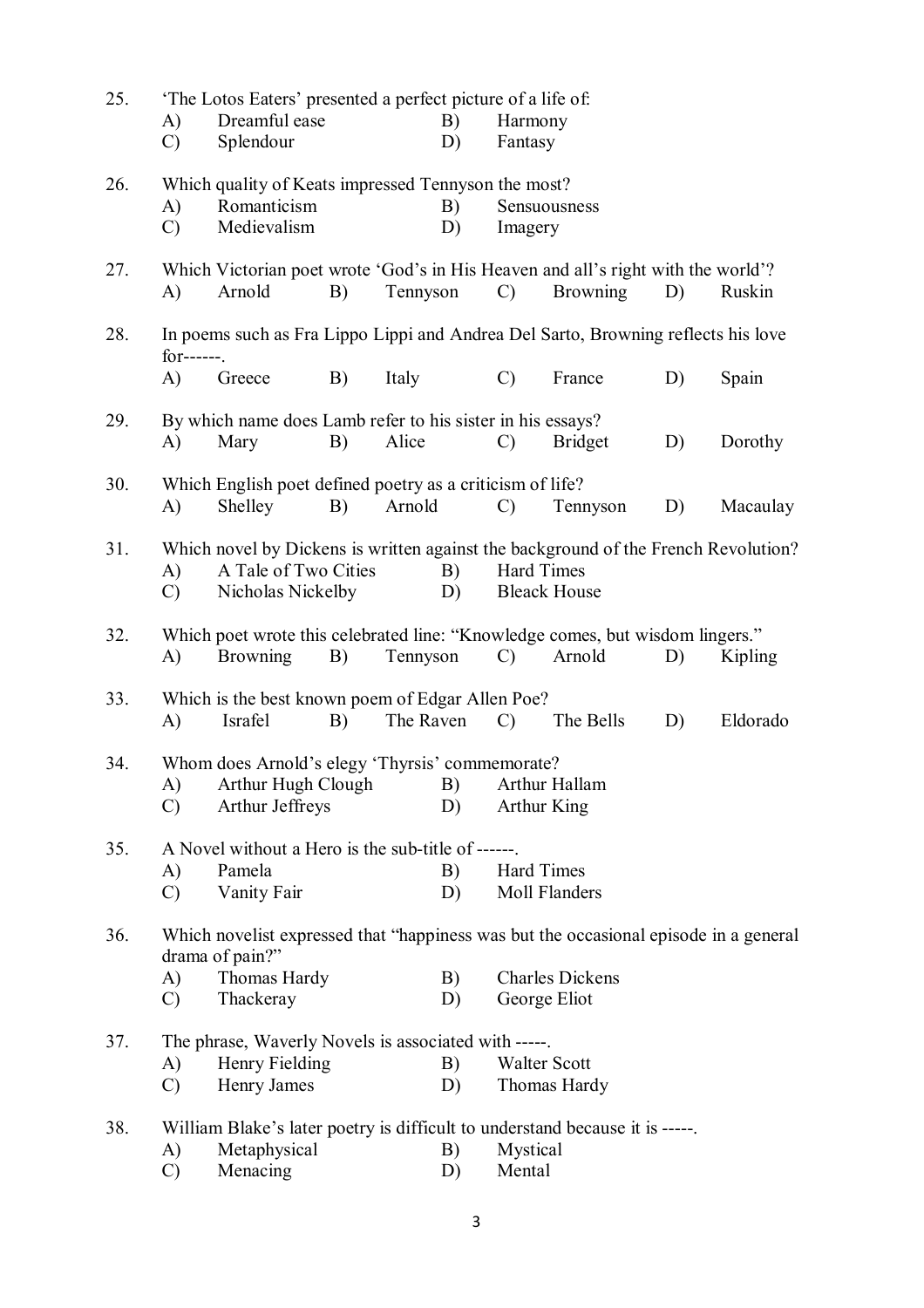25. 'The Lotos Eaters' presented a perfect picture of a life of:
   A) Dreamful ease  B) Harmony
   C) Splendour  D) Fantasy

26. Which quality of Keats impressed Tennyson the most?
   A) Romanticism  B) Sensuousness
   C) Medievalism  D) Imagery

27. Which Victorian poet wrote 'God's in His Heaven and all's right with the world'?
   A) Arnold  B) Tennyson  C) Browning  D) Ruskin

28. In poems such as Fra Lippo Lippi and Andrea Del Sarto, Browning reflects his love for------.
   A) Greece  B) Italy  C) France  D) Spain

29. By which name does Lamb refer to his sister in his essays?
   A) Mary  B) Alice  C) Bridget  D) Dorothy

30. Which English poet defined poetry as a criticism of life?
   A) Shelley  B) Arnold  C) Tennyson  D) Macaulay

31. Which novel by Dickens is written against the background of the French Revolution?
   A) A Tale of Two Cities  B) Hard Times
   C) Nicholas Nickelby  D) Bleack House

32. Which poet wrote this celebrated line: "Knowledge comes, but wisdom lingers."
   A) Browning  B) Tennyson  C) Arnold  D) Kipling

33. Which is the best known poem of Edgar Allen Poe?
   A) Israfel  B) The Raven  C) The Bells  D) Eldorado

34. Whom does Arnold's elegy 'Thyrsis' commemorate?
   A) Arthur Hugh Clough  B) Arthur Hallam
   C) Arthur Jeffreys  D) Arthur King

35. A Novel without a Hero is the sub-title of ------.
   A) Pamela  B) Hard Times
   C) Vanity Fair  D) Moll Flanders

36. Which novelist expressed that "happiness was but the occasional episode in a general drama of pain?"
   A) Thomas Hardy  B) Charles Dickens
   C) Thackeray  D) George Eliot

37. The phrase, Waverly Novels is associated with -----.
   A) Henry Fielding  B) Walter Scott
   C) Henry James  D) Thomas Hardy

38. William Blake's later poetry is difficult to understand because it is -----.
   A) Metaphysical  B) Mystical
   C) Menacing  D) Mental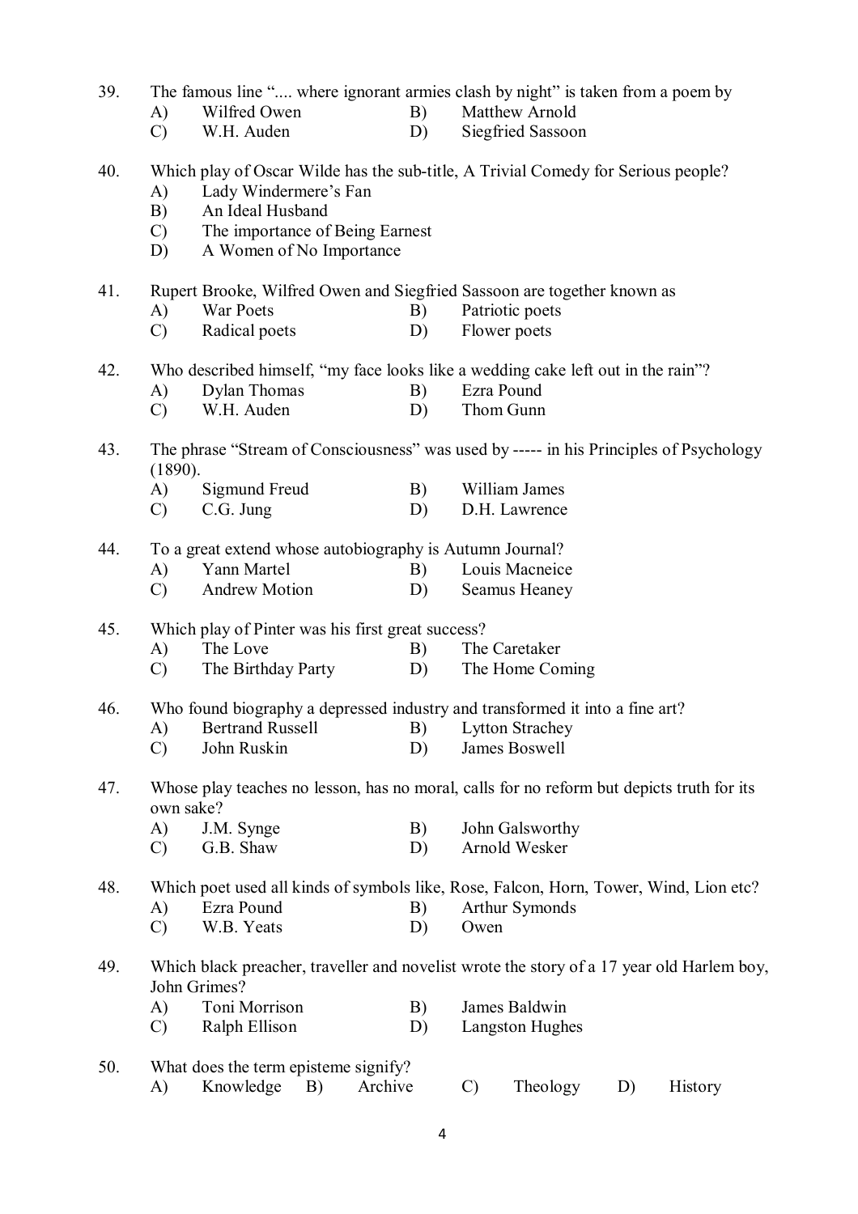39. The famous line ".... where ignorant armies clash by night" is taken from a poem by
    - A) Wilfred Owen
    - B) Matthew Arnold
    - C) W.H. Auden
    - D) Siegfried Sassoon

40. Which play of Oscar Wilde has the sub-title, A Trivial Comedy for Serious people?
    - A) Lady Windermere's Fan
    - B) An Ideal Husband
    - C) The importance of Being Earnest
    - D) A Women of No Importance

41. Rupert Brooke, Wilfred Owen and Siegfried Sassoon are together known as
    - A) War Poets
    - B) Patriotic poets
    - C) Radical poets
    - D) Flower poets

42. Who described himself, "my face looks like a wedding cake left out in the rain"?
    - A) Dylan Thomas
    - B) Ezra Pound
    - C) W.H. Auden
    - D) Thom Gunn

43. The phrase "Stream of Consciousness" was used by ----- in his Principles of Psychology (1890).
    - A) Sigmund Freud
    - B) William James
    - C) C.G. Jung
    - D) D.H. Lawrence

44. To a great extend whose autobiography is Autumn Journal?
    - A) Yann Martel
    - B) Louis Macneice
    - C) Andrew Motion
    - D) Seamus Heaney

45. Which play of Pinter was his first great success?
    - A) The Love
    - B) The Caretaker
    - C) The Birthday Party
    - D) The Home Coming

46. Who found biography a depressed industry and transformed it into a fine art?
    - A) Bertrand Russell
    - B) Lytton Strachey
    - C) John Ruskin
    - D) James Boswell

47. Whose play teaches no lesson, has no moral, calls for no reform but depicts truth for its own sake?
    - A) J.M. Synge
    - B) John Galsworthy
    - C) G.B. Shaw
    - D) Arnold Wesker

48. Which poet used all kinds of symbols like, Rose, Falcon, Horn, Tower, Wind, Lion etc?
    - A) Ezra Pound
    - B) Arthur Symonds
    - C) W.B. Yeats
    - D) Owen

49. Which black preacher, traveller and novelist wrote the story of a 17 year old Harlem boy, John Grimes?
    - A) Toni Morrison
    - B) James Baldwin
    - C) Ralph Ellison
    - D) Langston Hughes

50. What does the term episteme signify?
    - A) Knowledge
    - B) Archive
    - C) Theology
    - D) History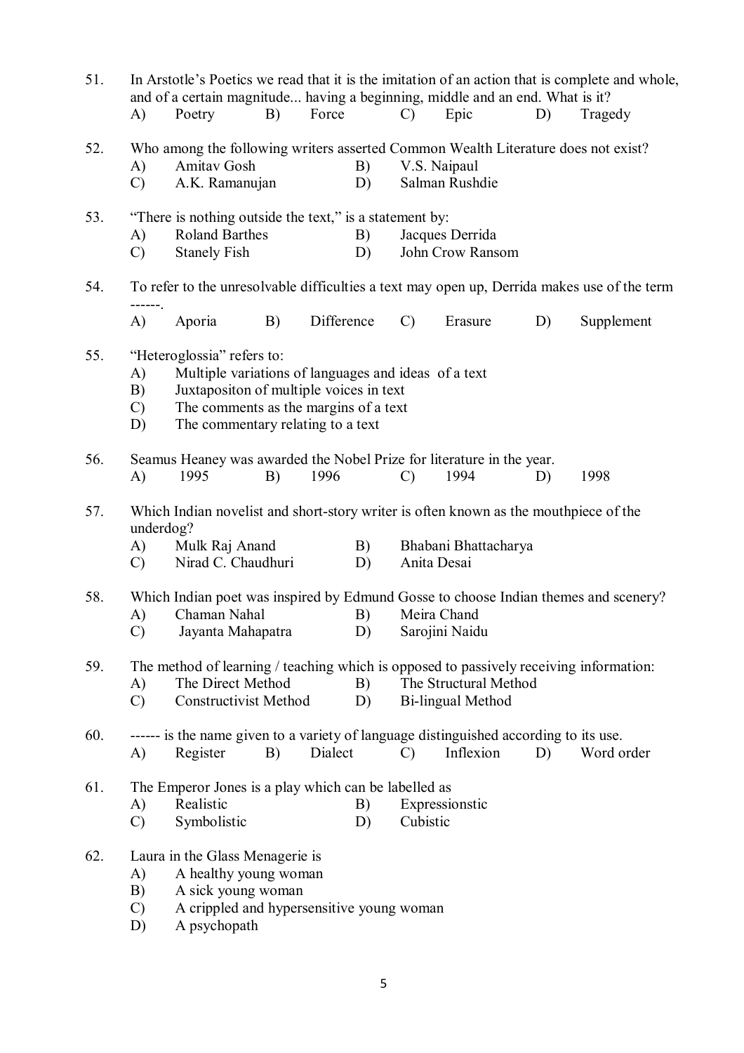51. In Arstotle's Poetics we read that it is the imitation of an action that is complete and whole, and of a certain magnitude... having a beginning, middle and an end. What is it?
    A) Poetry    B) Force    C) Epic    D) Tragedy

52. Who among the following writers asserted Common Wealth Literature does not exist?
    A) Amitav Gosh    B) V.S. Naipaul
    C) A.K. Ramanujan    D) Salman Rushdie

53. "There is nothing outside the text," is a statement by:
    A) Roland Barthes    B) Jacques Derrida
    C) Stanely Fish    D) John Crow Ransom

54. To refer to the unresolvable difficulties a text may open up, Derrida makes use of the term ------.
    A) Aporia    B) Difference    C) Erasure    D) Supplement

55. "Heteroglossia" refers to:
    A) Multiple variations of languages and ideas of a text
    B) Juxtapositon of multiple voices in text
    C) The comments as the margins of a text
    D) The commentary relating to a text

56. Seamus Heaney was awarded the Nobel Prize for literature in the year.
    A) 1995    B) 1996    C) 1994    D) 1998

57. Which Indian novelist and short-story writer is often known as the mouthpiece of the underdog?
    A) Mulk Raj Anand    B) Bhabani Bhattacharya
    C) Nirad C. Chaudhuri    D) Anita Desai

58. Which Indian poet was inspired by Edmund Gosse to choose Indian themes and scenery?
    A) Chaman Nahal    B) Meira Chand
    C) Jayanta Mahapatra    D) Sarojini Naidu

59. The method of learning / teaching which is opposed to passively receiving information:
    A) The Direct Method    B) The Structural Method
    C) Constructivist Method    D) Bi-lingual Method

60. ------ is the name given to a variety of language distinguished according to its use.
    A) Register    B) Dialect    C) Inflexion    D) Word order

61. The Emperor Jones is a play which can be labelled as
    A) Realistic    B) Expressionstic
    C) Symbolistic    D) Cubistic

62. Laura in the Glass Menagerie is
    A) A healthy young woman
    B) A sick young woman
    C) A crippled and hypersensitive young woman
    D) A psychopath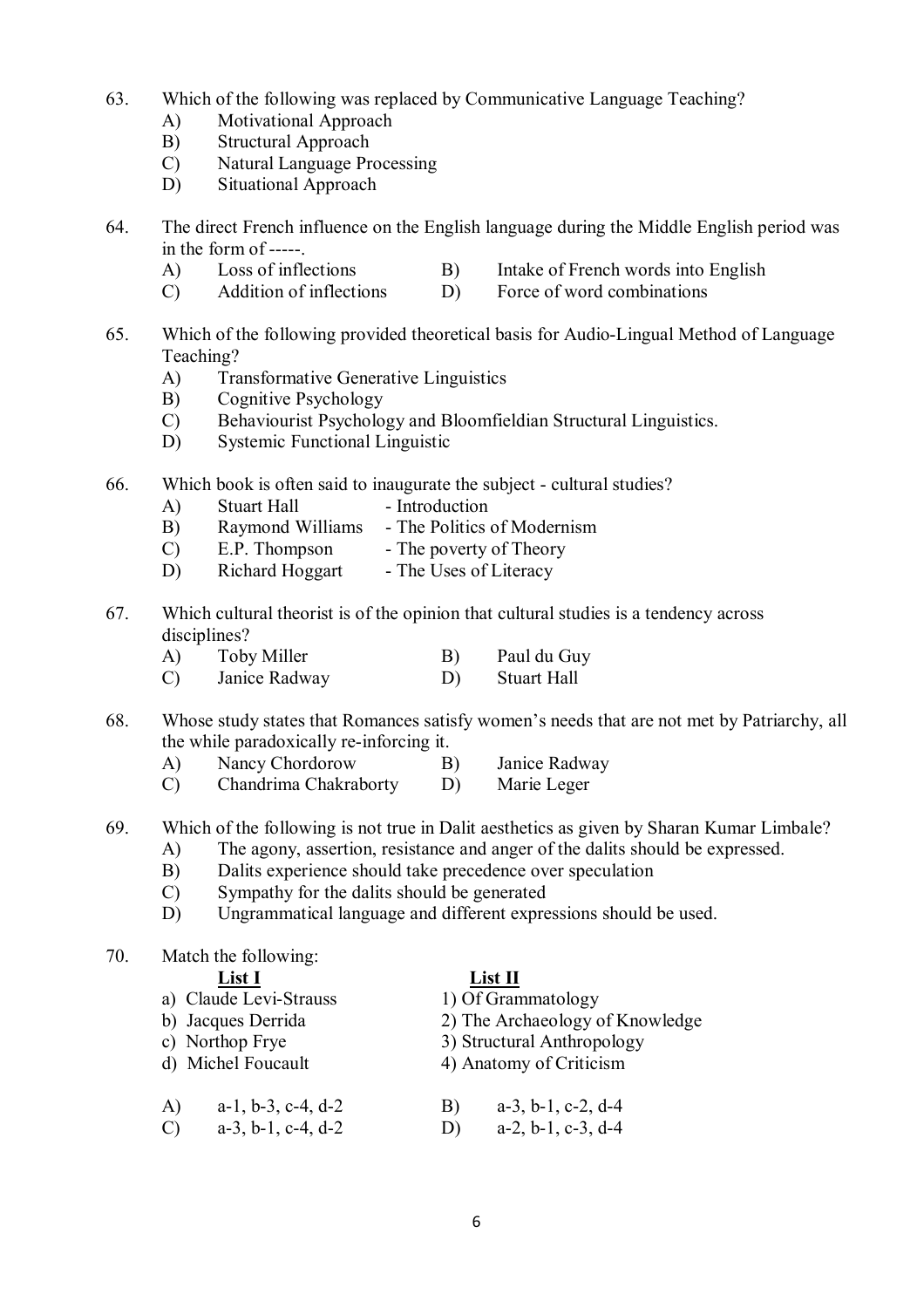63. Which of the following was replaced by Communicative Language Teaching?
    A) Motivational Approach
    B) Structural Approach
    C) Natural Language Processing
    D) Situational Approach

64. The direct French influence on the English language during the Middle English period was in the form of -----.
    A) Loss of inflections
    B) Intake of French words into English
    C) Addition of inflections
    D) Force of word combinations

65. Which of the following provided theoretical basis for Audio-Lingual Method of Language Teaching?
    A) Transformative Generative Linguistics
    B) Cognitive Psychology
    C) Behaviourist Psychology and Bloomfieldian Structural Linguistics.
    D) Systemic Functional Linguistic

66. Which book is often said to inaugurate the subject - cultural studies?
    A) Stuart Hall - Introduction
    B) Raymond Williams - The Politics of Modernism
    C) E.P. Thompson - The poverty of Theory
    D) Richard Hoggart - The Uses of Literacy

67. Which cultural theorist is of the opinion that cultural studies is a tendency across disciplines?
    A) Toby Miller
    B) Paul du Guy
    C) Janice Radway
    D) Stuart Hall

68. Whose study states that Romances satisfy women's needs that are not met by Patriarchy, all the while paradoxically re-inforcing it.
    A) Nancy Chordorow
    B) Janice Radway
    C) Chandrima Chakraborty
    D) Marie Leger

69. Which of the following is not true in Dalit aesthetics as given by Sharan Kumar Limbale?
    A) The agony, assertion, resistance and anger of the dalits should be expressed.
    B) Dalits experience should take precedence over speculation
    C) Sympathy for the dalits should be generated
    D) Ungrammatical language and different expressions should be used.

70. Match the following:

| List I | List II |
|---|---|
| a) Claude Levi-Strauss | 1) Of Grammatology |
| b) Jacques Derrida | 2) The Archaeology of Knowledge |
| c) Northop Frye | 3) Structural Anthropology |
| d) Michel Foucault | 4) Anatomy of Criticism |

    A) a-1, b-3, c-4, d-2
    B) a-3, b-1, c-2, d-4
    C) a-3, b-1, c-4, d-2
    D) a-2, b-1, c-3, d-4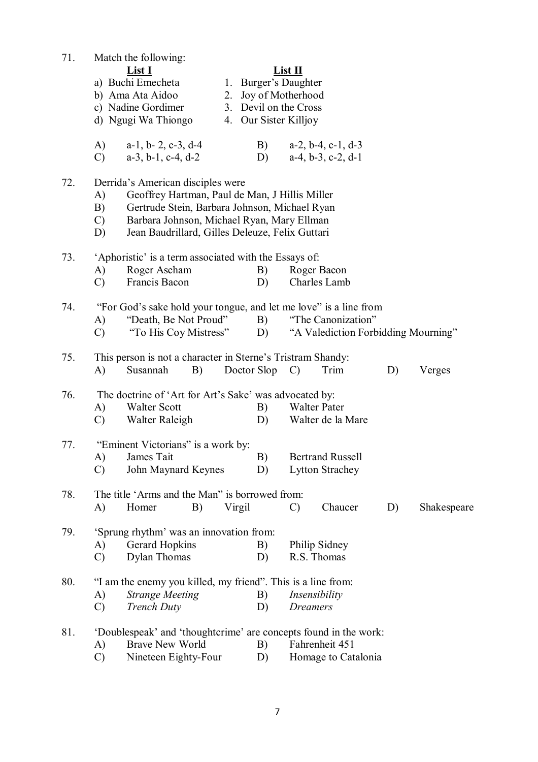71. Match the following:

| List I | List II |
|---|---|
| a) Buchi Emecheta | 1. Burger's Daughter |
| b) Ama Ata Aidoo | 2. Joy of Motherhood |
| c) Nadine Gordimer | 3. Devil on the Cross |
| d) Ngugi Wa Thiongo | 4. Our Sister Killjoy |

A) a-1, b- 2, c-3, d-4 B) a-2, b-4, c-1, d-3
C) a-3, b-1, c-4, d-2 D) a-4, b-3, c-2, d-1

72. Derrida's American disciples were
A) Geoffrey Hartman, Paul de Man, J Hillis Miller
B) Gertrude Stein, Barbara Johnson, Michael Ryan
C) Barbara Johnson, Michael Ryan, Mary Ellman
D) Jean Baudrillard, Gilles Deleuze, Felix Guttari

73. 'Aphoristic' is a term associated with the Essays of:
A) Roger Ascham B) Roger Bacon
C) Francis Bacon D) Charles Lamb

74. "For God's sake hold your tongue, and let me love" is a line from
A) "Death, Be Not Proud" B) "The Canonization"
C) "To His Coy Mistress" D) "A Valediction Forbidding Mourning"

75. This person is not a character in Sterne's Tristram Shandy:
A) Susannah B) Doctor Slop C) Trim D) Verges

76. The doctrine of 'Art for Art's Sake' was advocated by:
A) Walter Scott B) Walter Pater
C) Walter Raleigh D) Walter de la Mare

77. "Eminent Victorians" is a work by:
A) James Tait B) Bertrand Russell
C) John Maynard Keynes D) Lytton Strachey

78. The title 'Arms and the Man' is borrowed from:
A) Homer B) Virgil C) Chaucer D) Shakespeare

79. 'Sprung rhythm' was an innovation from:
A) Gerard Hopkins B) Philip Sidney
C) Dylan Thomas D) R.S. Thomas

80. "I am the enemy you killed, my friend". This is a line from:
A) *Strange Meeting* B) *Insensibility*
C) *Trench Duty* D) *Dreamers*

81. 'Doublespeak' and 'thoughtcrime' are concepts found in the work:
A) Brave New World B) Fahrenheit 451
C) Nineteen Eighty-Four D) Homage to Catalonia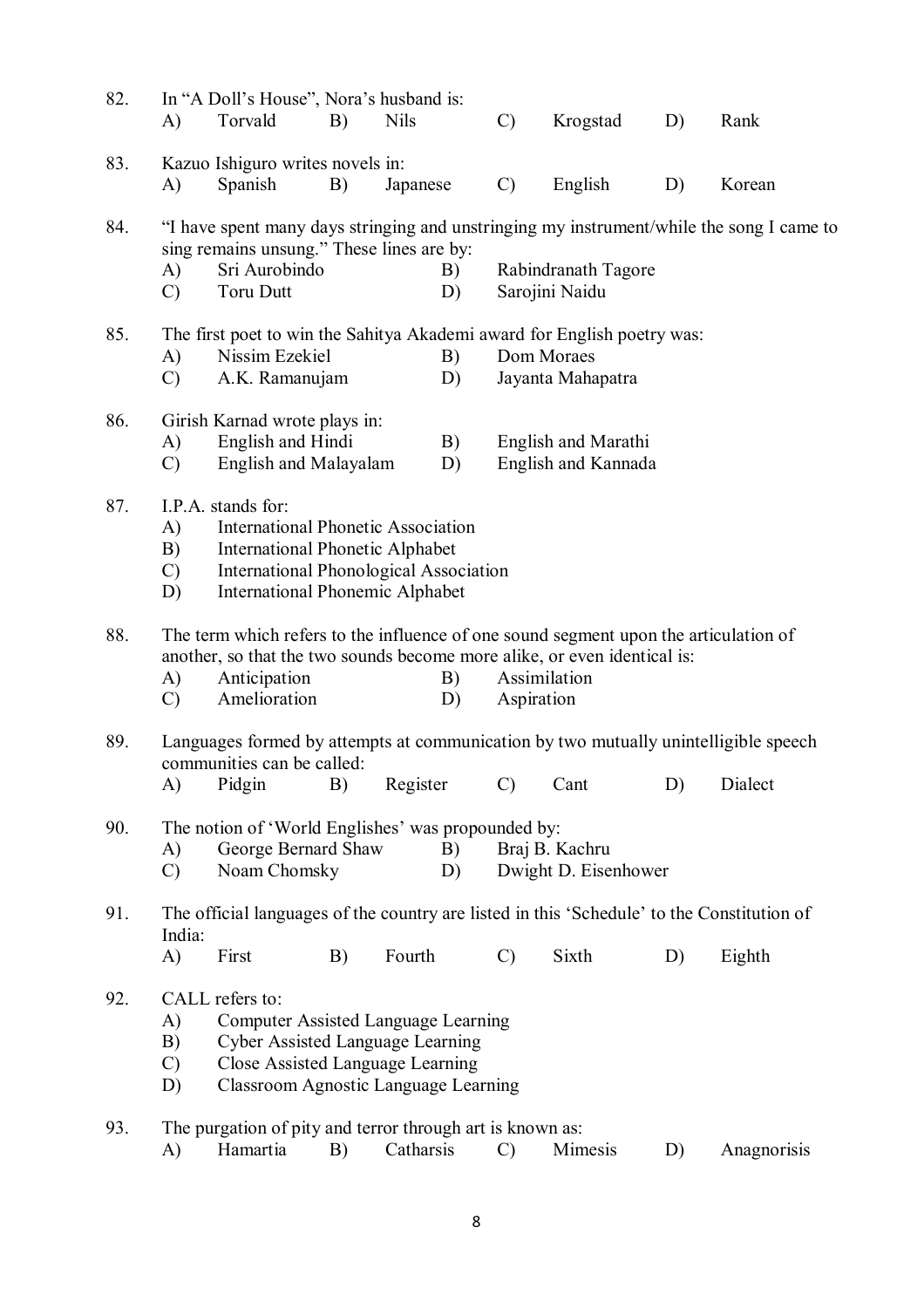82. In "A Doll's House", Nora's husband is:
A) Torvald B) Nils C) Krogstad D) Rank

83. Kazuo Ishiguro writes novels in:
A) Spanish B) Japanese C) English D) Korean

84. "I have spent many days stringing and unstringing my instrument/while the song I came to sing remains unsung." These lines are by:
A) Sri Aurobindo B) Rabindranath Tagore
C) Toru Dutt D) Sarojini Naidu

85. The first poet to win the Sahitya Akademi award for English poetry was:
A) Nissim Ezekiel B) Dom Moraes
C) A.K. Ramanujam D) Jayanta Mahapatra

86. Girish Karnad wrote plays in:
A) English and Hindi B) English and Marathi
C) English and Malayalam D) English and Kannada

87. I.P.A. stands for:
A) International Phonetic Association
B) International Phonetic Alphabet
C) International Phonological Association
D) International Phonemic Alphabet

88. The term which refers to the influence of one sound segment upon the articulation of another, so that the two sounds become more alike, or even identical is:
A) Anticipation B) Assimilation
C) Amelioration D) Aspiration

89. Languages formed by attempts at communication by two mutually unintelligible speech communities can be called:
A) Pidgin B) Register C) Cant D) Dialect

90. The notion of 'World Englishes' was propounded by:
A) George Bernard Shaw B) Braj B. Kachru
C) Noam Chomsky D) Dwight D. Eisenhower

91. The official languages of the country are listed in this 'Schedule' to the Constitution of India:
A) First B) Fourth C) Sixth D) Eighth

92. CALL refers to:
A) Computer Assisted Language Learning
B) Cyber Assisted Language Learning
C) Close Assisted Language Learning
D) Classroom Agnostic Language Learning

93. The purgation of pity and terror through art is known as:
A) Hamartia B) Catharsis C) Mimesis D) Anagnorisis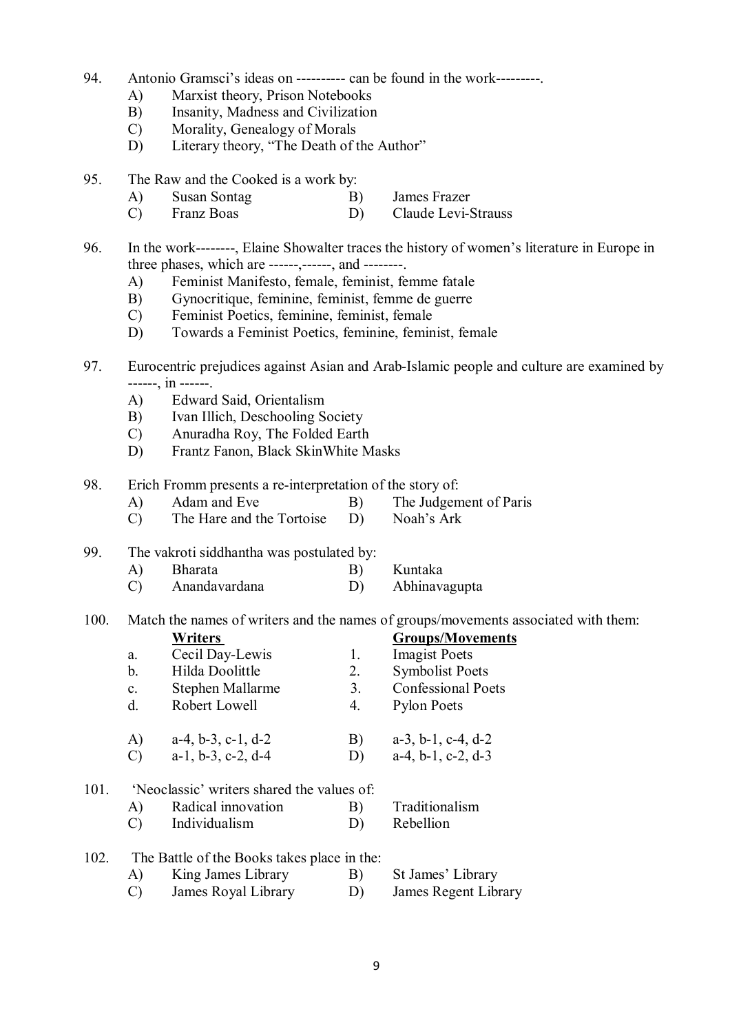94. Antonio Gramsci's ideas on ---------- can be found in the work---------.

A) Marxist theory, Prison Notebooks
B) Insanity, Madness and Civilization
C) Morality, Genealogy of Morals
D) Literary theory, "The Death of the Author"

95. The Raw and the Cooked is a work by:

A) Susan Sontag
B) James Frazer
C) Franz Boas
D) Claude Levi-Strauss

96. In the work--------, Elaine Showalter traces the history of women's literature in Europe in three phases, which are ------,------, and --------.

A) Feminist Manifesto, female, feminist, femme fatale
B) Gynocritique, feminine, feminist, femme de guerre
C) Feminist Poetics, feminine, feminist, female
D) Towards a Feminist Poetics, feminine, feminist, female

97. Eurocentric prejudices against Asian and Arab-Islamic people and culture are examined by ------, in ------.

A) Edward Said, Orientalism
B) Ivan Illich, Deschooling Society
C) Anuradha Roy, The Folded Earth
D) Frantz Fanon, Black SkinWhite Masks

98. Erich Fromm presents a re-interpretation of the story of:

A) Adam and Eve
B) The Judgement of Paris
C) The Hare and the Tortoise
D) Noah's Ark

99. The vakroti siddhantha was postulated by:

A) Bharata
B) Kuntaka
C) Anandavardana
D) Abhinavagupta

100. Match the names of writers and the names of groups/movements associated with them:

| | **Writers** | | **Groups/Movements** |
|---|---|---|---|
| a. | Cecil Day-Lewis | 1. | Imagist Poets |
| b. | Hilda Doolittle | 2. | Symbolist Poets |
| c. | Stephen Mallarme | 3. | Confessional Poets |
| d. | Robert Lowell | 4. | Pylon Poets |

A) a-4, b-3, c-1, d-2
B) a-3, b-1, c-4, d-2
C) a-1, b-3, c-2, d-4
D) a-4, b-1, c-2, d-3

101. 'Neoclassic' writers shared the values of:

A) Radical innovation
B) Traditionalism
C) Individualism
D) Rebellion

102. The Battle of the Books takes place in the:

A) King James Library
B) St James' Library
C) James Royal Library
D) James Regent Library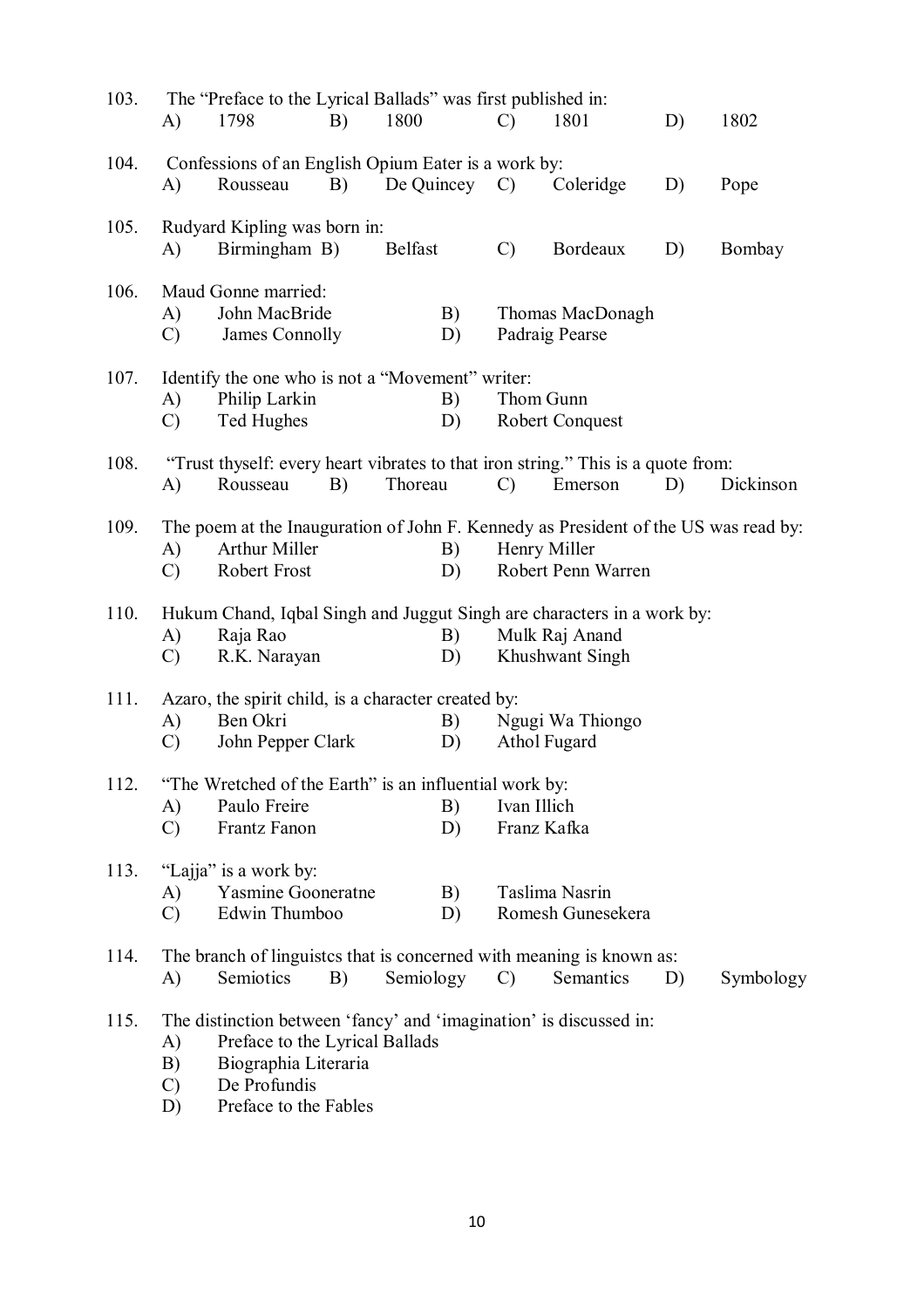103. The "Preface to the Lyrical Ballads" was first published in:
A) 1798 B) 1800 C) 1801 D) 1802

104. Confessions of an English Opium Eater is a work by:
A) Rousseau B) De Quincey C) Coleridge D) Pope

105. Rudyard Kipling was born in:
A) Birmingham B) Belfast C) Bordeaux D) Bombay

106. Maud Gonne married:
A) John MacBride B) Thomas MacDonagh
C) James Connolly D) Padraig Pearse

107. Identify the one who is not a "Movement" writer:
A) Philip Larkin B) Thom Gunn
C) Ted Hughes D) Robert Conquest

108. "Trust thyself: every heart vibrates to that iron string." This is a quote from:
A) Rousseau B) Thoreau C) Emerson D) Dickinson

109. The poem at the Inauguration of John F. Kennedy as President of the US was read by:
A) Arthur Miller B) Henry Miller
C) Robert Frost D) Robert Penn Warren

110. Hukum Chand, Iqbal Singh and Juggut Singh are characters in a work by:
A) Raja Rao B) Mulk Raj Anand
C) R.K. Narayan D) Khushwant Singh

111. Azaro, the spirit child, is a character created by:
A) Ben Okri B) Ngugi Wa Thiongo
C) John Pepper Clark D) Athol Fugard

112. "The Wretched of the Earth" is an influential work by:
A) Paulo Freire B) Ivan Illich
C) Frantz Fanon D) Franz Kafka

113. "Lajja" is a work by:
A) Yasmine Gooneratne B) Taslima Nasrin
C) Edwin Thumboo D) Romesh Gunesekera

114. The branch of linguistcs that is concerned with meaning is known as:
A) Semiotics B) Semiology C) Semantics D) Symbology

115. The distinction between 'fancy' and 'imagination' is discussed in:
A) Preface to the Lyrical Ballads
B) Biographia Literaria
C) De Profundis
D) Preface to the Fables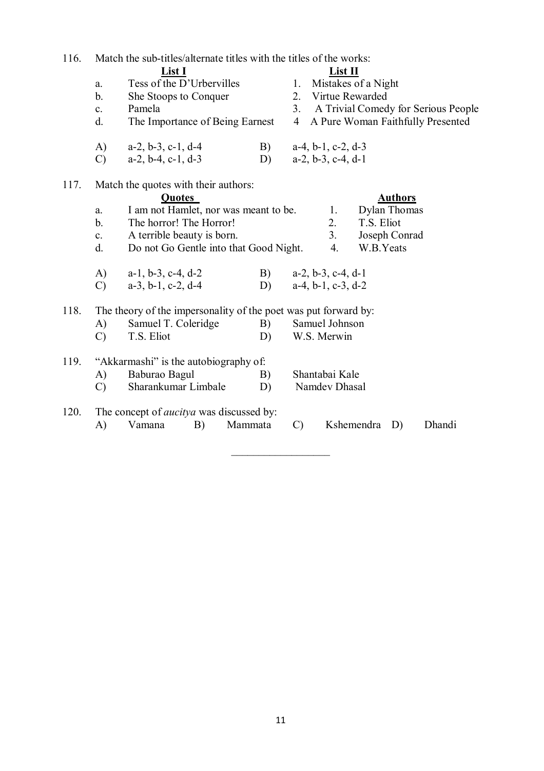116. Match the sub-titles/alternate titles with the titles of the works:

| | List I | | List II |
|---|---|---|---|
| a. | Tess of the D'Urbervilles | 1. | Mistakes of a Night |
| b. | She Stoops to Conquer | 2. | Virtue Rewarded |
| c. | Pamela | 3. | A Trivial Comedy for Serious People |
| d. | The Importance of Being Earnest | 4 | A Pure Woman Faithfully Presented |

A) a-2, b-3, c-1, d-4  B) a-4, b-1, c-2, d-3
C) a-2, b-4, c-1, d-3  D) a-2, b-3, c-4, d-1

117. Match the quotes with their authors:

| | Quotes | | Authors |
|---|---|---|---|
| a. | I am not Hamlet, nor was meant to be. | 1. | Dylan Thomas |
| b. | The horror! The Horror! | 2. | T.S. Eliot |
| c. | A terrible beauty is born. | 3. | Joseph Conrad |
| d. | Do not Go Gentle into that Good Night. | 4. | W.B.Yeats |

A) a-1, b-3, c-4, d-2  B) a-2, b-3, c-4, d-1
C) a-3, b-1, c-2, d-4  D) a-4, b-1, c-3, d-2

118. The theory of the impersonality of the poet was put forward by:
A) Samuel T. Coleridge  B) Samuel Johnson
C) T.S. Eliot  D) W.S. Merwin

119. "Akkarmashi" is the autobiography of:
A) Baburao Bagul  B) Shantabai Kale
C) Sharankumar Limbale  D) Namdev Dhasal

120. The concept of *aucitya* was discussed by:
A) Vamana  B) Mammata  C) Kshemendra  D) Dhandi